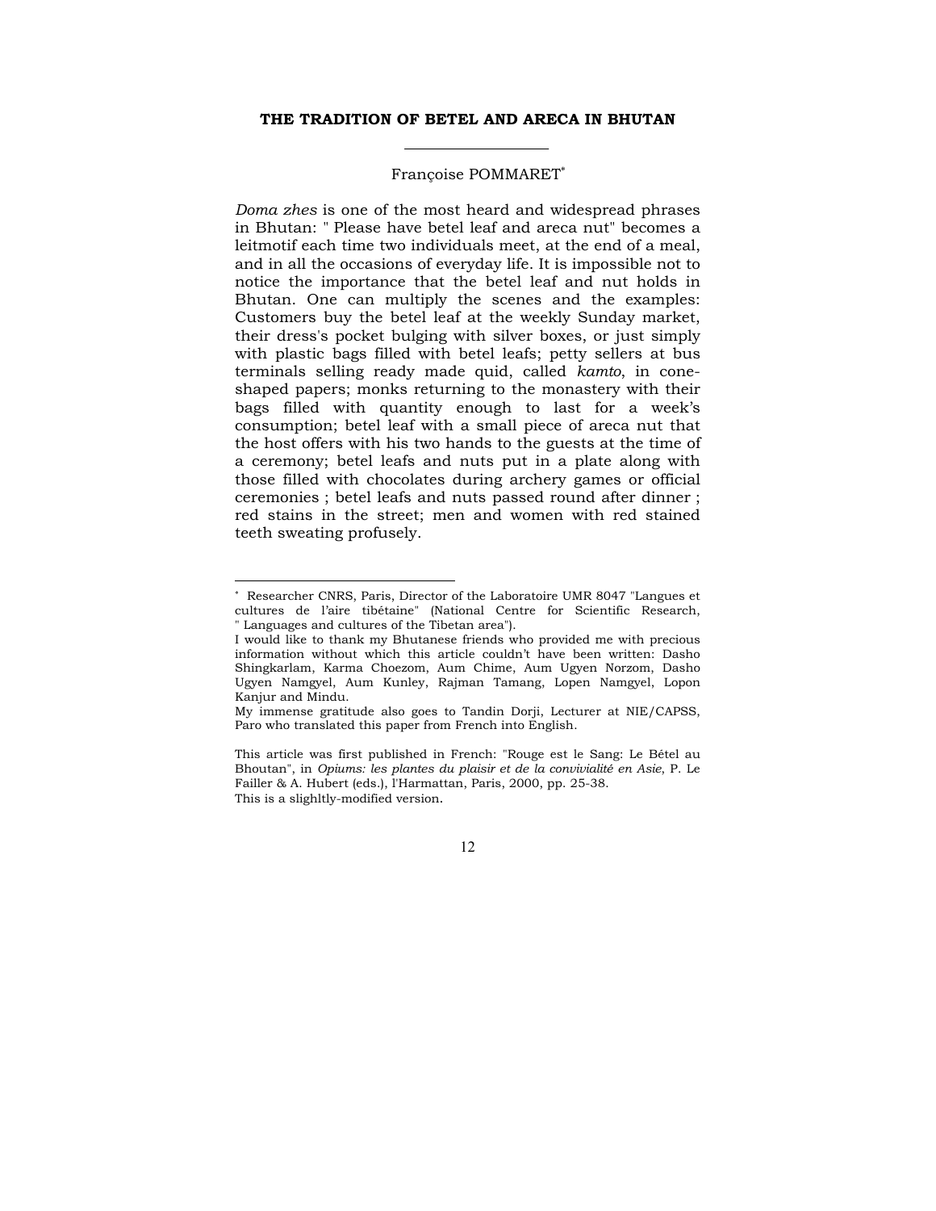# THE TRADITION OF BETEL AND ARECA IN BHUTAN

Françoise POMMARET*

*Doma zhes* is one of the most heard and widespread phrases in Bhutan: " Please have betel leaf and areca nut" becomes a leitmotif each time two individuals meet, at the end of a meal, and in all the occasions of everyday life. It is impossible not to notice the importance that the betel leaf and nut holds in Bhutan. One can multiply the scenes and the examples: Customers buy the betel leaf at the weekly Sunday market, their dress's pocket bulging with silver boxes, or just simply with plastic bags filled with betel leafs; petty sellers at bus terminals selling ready made quid, called *kamto*, in cone-shaped papers; monks returning to the monastery with their bags filled with quantity enough to last for a week's consumption; betel leaf with a small piece of areca nut that the host offers with his two hands to the guests at the time of a ceremony; betel leafs and nuts put in a plate along with those filled with chocolates during archery games or official ceremonies ; betel leafs and nuts passed round after dinner ; red stains in the street; men and women with red stained teeth sweating profusely.

---

* Researcher CNRS, Paris, Director of the Laboratoire UMR 8047 "Langues et cultures de l'aire tibétaine" (National Centre for Scientific Research, " Languages and cultures of the Tibetan area").

I would like to thank my Bhutanese friends who provided me with precious information without which this article couldn't have been written: Dasho Shingkarlam, Karma Choezom, Aum Chime, Aum Ugyen Norzom, Dasho Ugyen Namgyel, Aum Kunley, Rajman Tamang, Lopen Namgyel, Lopon Kanjur and Mindu.

My immense gratitude also goes to Tandin Dorji, Lecturer at NIE/CAPSS, Paro who translated this paper from French into English.

This article was first published in French: "Rouge est le Sang: Le Bétel au Bhoutan", in *Opiums: les plantes du plaisir et de la convivialité en Asie*, P. Le Failler & A. Hubert (eds.), l'Harmattan, Paris, 2000, pp. 25-38.
This is a slighltly-modified version.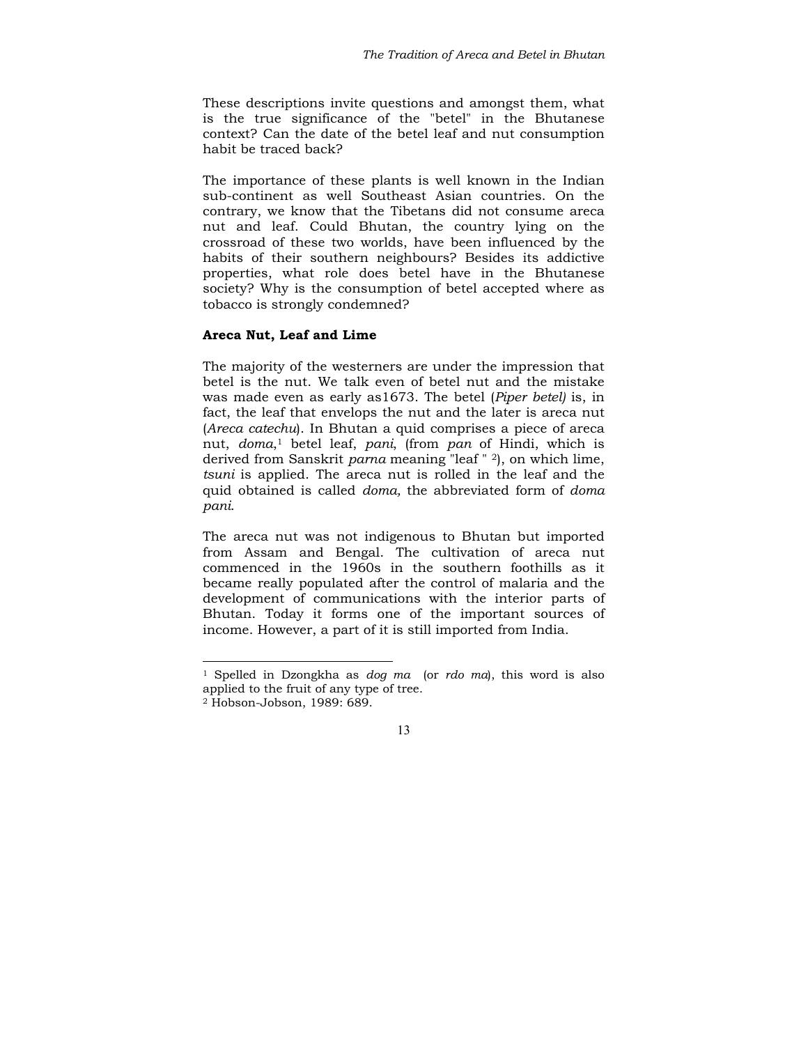These descriptions invite questions and amongst them, what is the true significance of the "betel" in the Bhutanese context? Can the date of the betel leaf and nut consumption habit be traced back?

The importance of these plants is well known in the Indian sub-continent as well Southeast Asian countries. On the contrary, we know that the Tibetans did not consume areca nut and leaf. Could Bhutan, the country lying on the crossroad of these two worlds, have been influenced by the habits of their southern neighbours? Besides its addictive properties, what role does betel have in the Bhutanese society? Why is the consumption of betel accepted where as tobacco is strongly condemned?

### Areca Nut, Leaf and Lime

The majority of the westerners are under the impression that betel is the nut. We talk even of betel nut and the mistake was made even as early as1673. The betel (*Piper betel)* is, in fact, the leaf that envelops the nut and the later is areca nut (*Areca catechu*). In Bhutan a quid comprises a piece of areca nut, *doma*,[1] betel leaf, *pani*, (from *pan* of Hindi, which is derived from Sanskrit *parna* meaning "leaf " [2]), on which lime, *tsuni* is applied. The areca nut is rolled in the leaf and the quid obtained is called *doma,* the abbreviated form of *doma pani*.

The areca nut was not indigenous to Bhutan but imported from Assam and Bengal. The cultivation of areca nut commenced in the 1960s in the southern foothills as it became really populated after the control of malaria and the development of communications with the interior parts of Bhutan. Today it forms one of the important sources of income. However, a part of it is still imported from India.

---

[1] Spelled in Dzongkha as *dog ma* (or *rdo ma*), this word is also applied to the fruit of any type of tree.

[2] Hobson-Jobson, 1989: 689.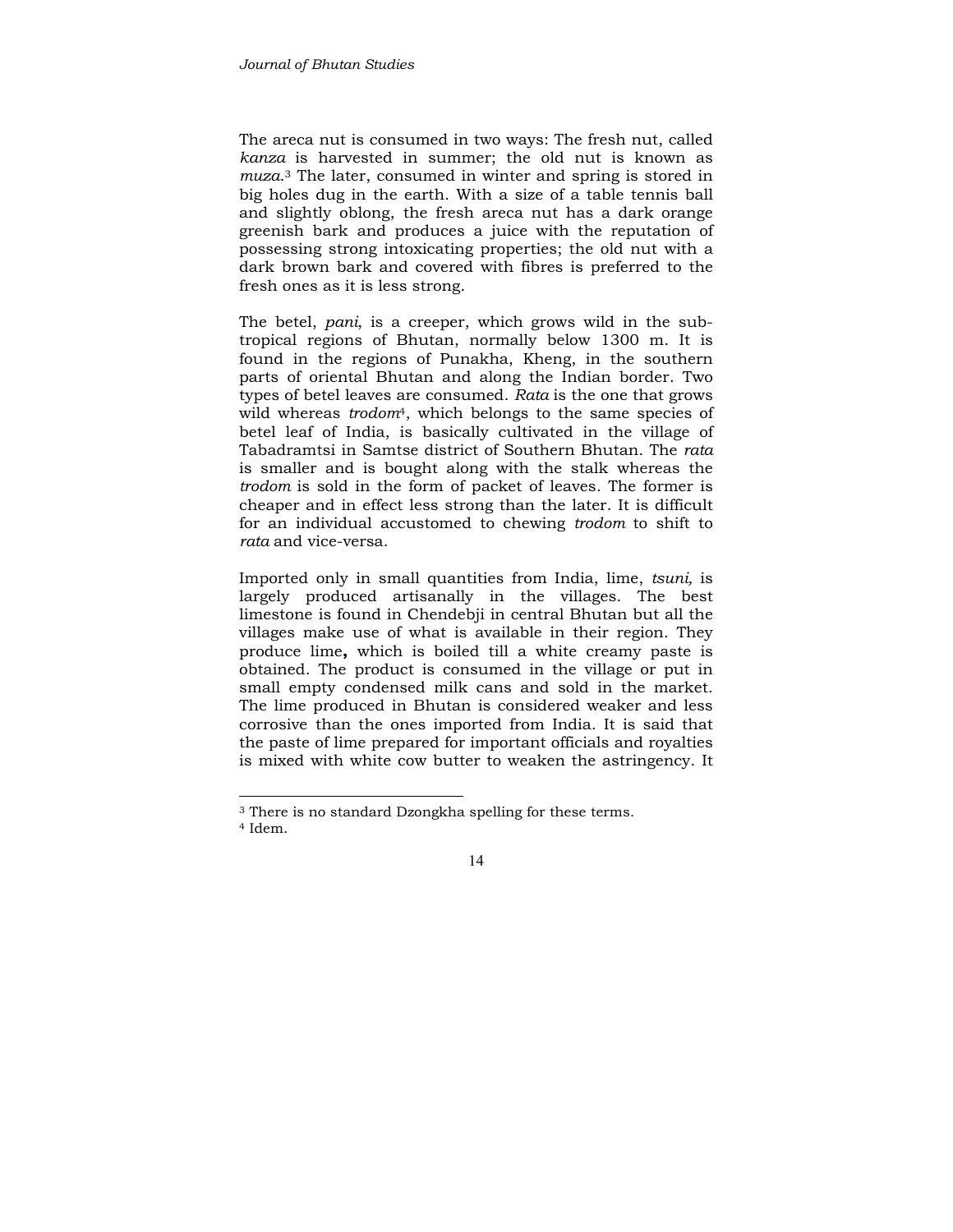The areca nut is consumed in two ways: The fresh nut, called *kanza* is harvested in summer; the old nut is known as *muza*.[3] The later, consumed in winter and spring is stored in big holes dug in the earth. With a size of a table tennis ball and slightly oblong, the fresh areca nut has a dark orange greenish bark and produces a juice with the reputation of possessing strong intoxicating properties; the old nut with a dark brown bark and covered with fibres is preferred to the fresh ones as it is less strong.

The betel, *pani*, is a creeper, which grows wild in the sub-tropical regions of Bhutan, normally below 1300 m. It is found in the regions of Punakha, Kheng, in the southern parts of oriental Bhutan and along the Indian border. Two types of betel leaves are consumed. *Rata* is the one that grows wild whereas *trodom*[4], which belongs to the same species of betel leaf of India, is basically cultivated in the village of Tabadramtsi in Samtse district of Southern Bhutan. The *rata* is smaller and is bought along with the stalk whereas the *trodom* is sold in the form of packet of leaves. The former is cheaper and in effect less strong than the later. It is difficult for an individual accustomed to chewing *trodom* to shift to *rata* and vice-versa.

Imported only in small quantities from India, lime, *tsuni,* is largely produced artisanally in the villages. The best limestone is found in Chendebji in central Bhutan but all the villages make use of what is available in their region. They produce lime**,** which is boiled till a white creamy paste is obtained. The product is consumed in the village or put in small empty condensed milk cans and sold in the market. The lime produced in Bhutan is considered weaker and less corrosive than the ones imported from India. It is said that the paste of lime prepared for important officials and royalties is mixed with white cow butter to weaken the astringency. It

---

[3] There is no standard Dzongkha spelling for these terms.

[4] Idem.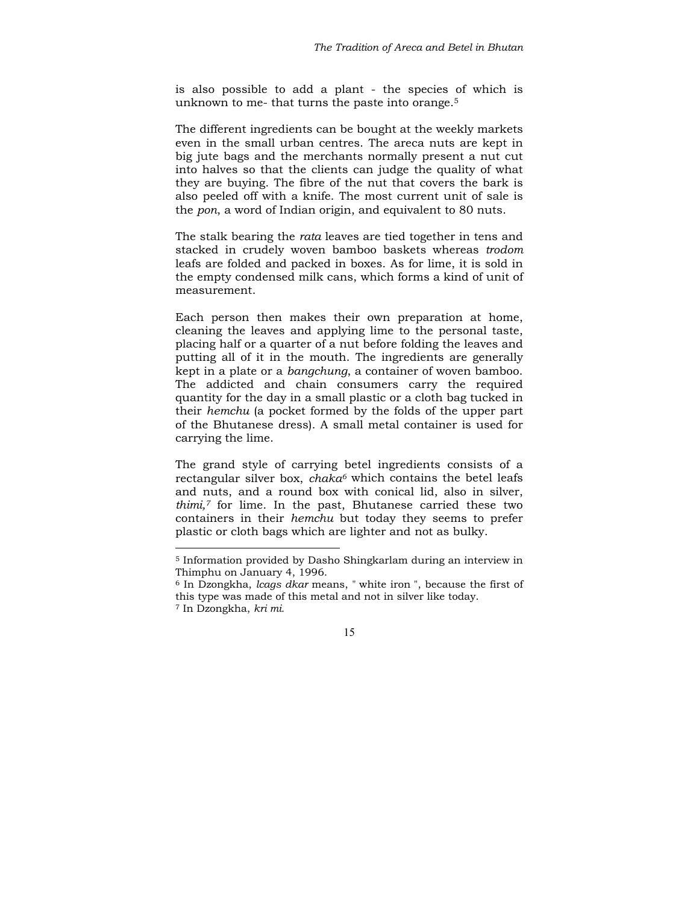is also possible to add a plant - the species of which is unknown to me- that turns the paste into orange.[5]

The different ingredients can be bought at the weekly markets even in the small urban centres. The areca nuts are kept in big jute bags and the merchants normally present a nut cut into halves so that the clients can judge the quality of what they are buying. The fibre of the nut that covers the bark is also peeled off with a knife. The most current unit of sale is the *pon*, a word of Indian origin, and equivalent to 80 nuts.

The stalk bearing the *rata* leaves are tied together in tens and stacked in crudely woven bamboo baskets whereas *trodom* leafs are folded and packed in boxes. As for lime, it is sold in the empty condensed milk cans, which forms a kind of unit of measurement.

Each person then makes their own preparation at home, cleaning the leaves and applying lime to the personal taste, placing half or a quarter of a nut before folding the leaves and putting all of it in the mouth. The ingredients are generally kept in a plate or a *bangchung*, a container of woven bamboo. The addicted and chain consumers carry the required quantity for the day in a small plastic or a cloth bag tucked in their *hemchu* (a pocket formed by the folds of the upper part of the Bhutanese dress). A small metal container is used for carrying the lime.

The grand style of carrying betel ingredients consists of a rectangular silver box, *chaka*[6] which contains the betel leafs and nuts, and a round box with conical lid, also in silver, *thimi,*[7] for lime. In the past, Bhutanese carried these two containers in their *hemchu* but today they seems to prefer plastic or cloth bags which are lighter and not as bulky.

---

[5] Information provided by Dasho Shingkarlam during an interview in Thimphu on January 4, 1996.

[6] In Dzongkha, *lcags dkar* means, " white iron ", because the first of this type was made of this metal and not in silver like today.

[7] In Dzongkha, *kri mi*.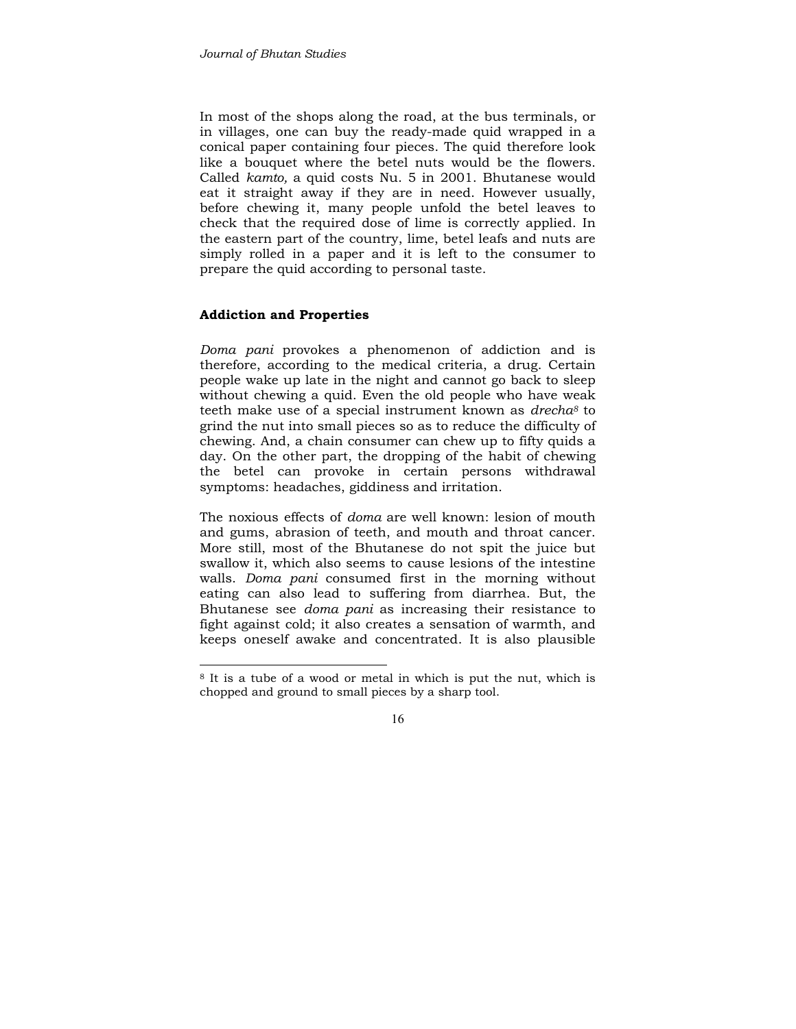In most of the shops along the road, at the bus terminals, or in villages, one can buy the ready-made quid wrapped in a conical paper containing four pieces. The quid therefore look like a bouquet where the betel nuts would be the flowers. Called *kamto,* a quid costs Nu. 5 in 2001. Bhutanese would eat it straight away if they are in need. However usually, before chewing it, many people unfold the betel leaves to check that the required dose of lime is correctly applied. In the eastern part of the country, lime, betel leafs and nuts are simply rolled in a paper and it is left to the consumer to prepare the quid according to personal taste.

## Addiction and Properties

*Doma pani* provokes a phenomenon of addiction and is therefore, according to the medical criteria, a drug. Certain people wake up late in the night and cannot go back to sleep without chewing a quid. Even the old people who have weak teeth make use of a special instrument known as *drecha*[8] to grind the nut into small pieces so as to reduce the difficulty of chewing. And, a chain consumer can chew up to fifty quids a day. On the other part, the dropping of the habit of chewing the betel can provoke in certain persons withdrawal symptoms: headaches, giddiness and irritation.

The noxious effects of *doma* are well known: lesion of mouth and gums, abrasion of teeth, and mouth and throat cancer. More still, most of the Bhutanese do not spit the juice but swallow it, which also seems to cause lesions of the intestine walls. *Doma pani* consumed first in the morning without eating can also lead to suffering from diarrhea. But, the Bhutanese see *doma pani* as increasing their resistance to fight against cold; it also creates a sensation of warmth, and keeps oneself awake and concentrated. It is also plausible

---

[8] It is a tube of a wood or metal in which is put the nut, which is chopped and ground to small pieces by a sharp tool.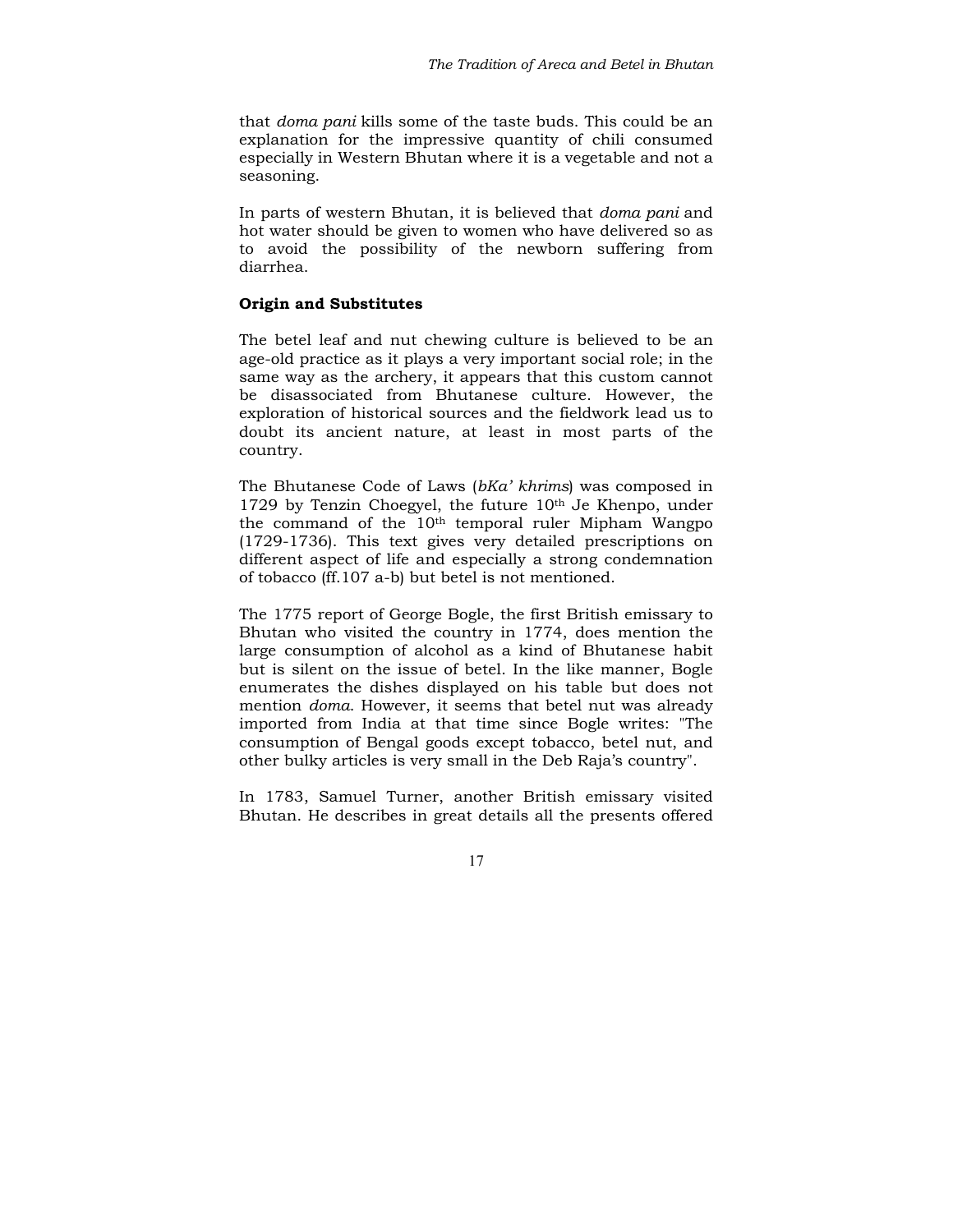that *doma pani* kills some of the taste buds. This could be an explanation for the impressive quantity of chili consumed especially in Western Bhutan where it is a vegetable and not a seasoning.

In parts of western Bhutan, it is believed that *doma pani* and hot water should be given to women who have delivered so as to avoid the possibility of the newborn suffering from diarrhea.

**Origin and Substitutes**

The betel leaf and nut chewing culture is believed to be an age-old practice as it plays a very important social role; in the same way as the archery, it appears that this custom cannot be disassociated from Bhutanese culture. However, the exploration of historical sources and the fieldwork lead us to doubt its ancient nature, at least in most parts of the country.

The Bhutanese Code of Laws (*bKa' khrims*) was composed in 1729 by Tenzin Choegyel, the future 10th Je Khenpo, under the command of the 10th temporal ruler Mipham Wangpo (1729-1736). This text gives very detailed prescriptions on different aspect of life and especially a strong condemnation of tobacco (ff.107 a-b) but betel is not mentioned.

The 1775 report of George Bogle, the first British emissary to Bhutan who visited the country in 1774, does mention the large consumption of alcohol as a kind of Bhutanese habit but is silent on the issue of betel. In the like manner, Bogle enumerates the dishes displayed on his table but does not mention *doma*. However, it seems that betel nut was already imported from India at that time since Bogle writes: "The consumption of Bengal goods except tobacco, betel nut, and other bulky articles is very small in the Deb Raja's country".

In 1783, Samuel Turner, another British emissary visited Bhutan. He describes in great details all the presents offered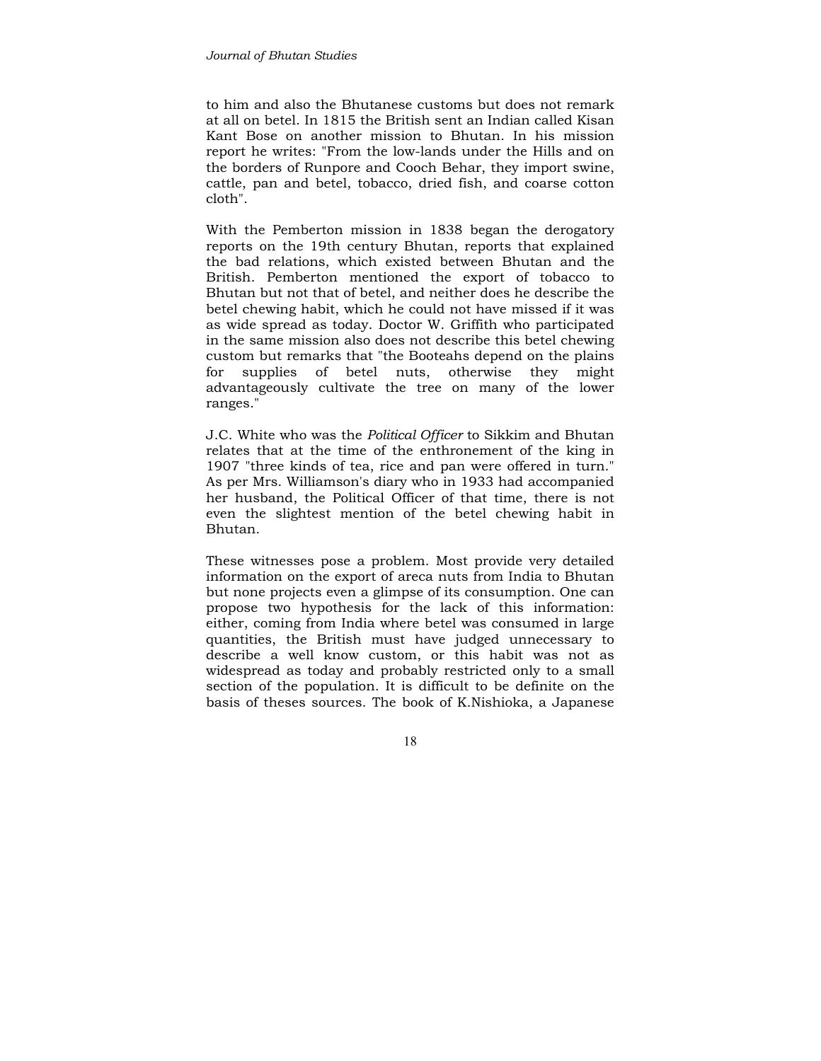to him and also the Bhutanese customs but does not remark at all on betel. In 1815 the British sent an Indian called Kisan Kant Bose on another mission to Bhutan. In his mission report he writes: "From the low-lands under the Hills and on the borders of Runpore and Cooch Behar, they import swine, cattle, pan and betel, tobacco, dried fish, and coarse cotton cloth".

With the Pemberton mission in 1838 began the derogatory reports on the 19th century Bhutan, reports that explained the bad relations, which existed between Bhutan and the British. Pemberton mentioned the export of tobacco to Bhutan but not that of betel, and neither does he describe the betel chewing habit, which he could not have missed if it was as wide spread as today. Doctor W. Griffith who participated in the same mission also does not describe this betel chewing custom but remarks that "the Booteahs depend on the plains for supplies of betel nuts, otherwise they might advantageously cultivate the tree on many of the lower ranges."

J.C. White who was the *Political Officer* to Sikkim and Bhutan relates that at the time of the enthronement of the king in 1907 "three kinds of tea, rice and pan were offered in turn." As per Mrs. Williamson's diary who in 1933 had accompanied her husband, the Political Officer of that time, there is not even the slightest mention of the betel chewing habit in Bhutan.

These witnesses pose a problem. Most provide very detailed information on the export of areca nuts from India to Bhutan but none projects even a glimpse of its consumption. One can propose two hypothesis for the lack of this information: either, coming from India where betel was consumed in large quantities, the British must have judged unnecessary to describe a well know custom, or this habit was not as widespread as today and probably restricted only to a small section of the population. It is difficult to be definite on the basis of theses sources. The book of K.Nishioka, a Japanese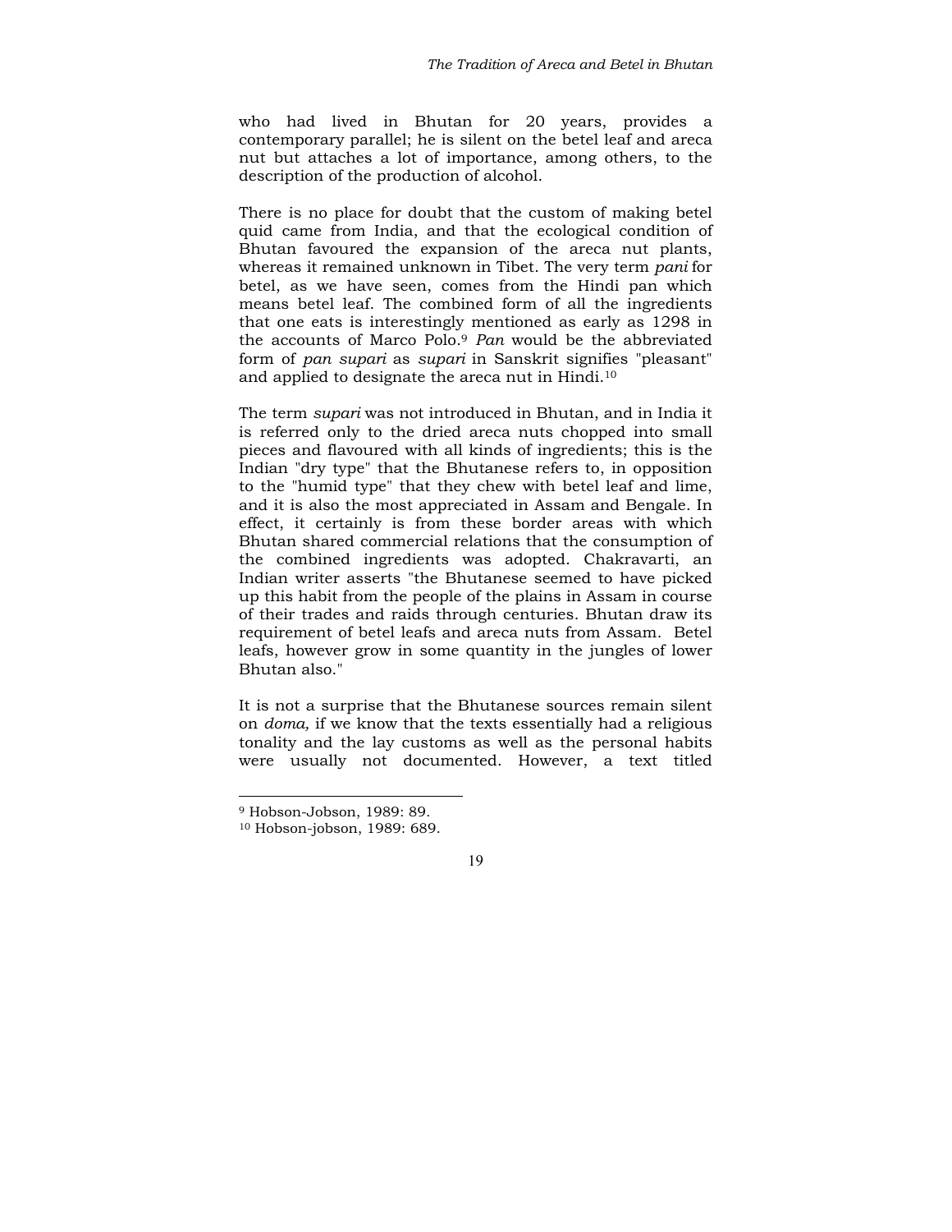who had lived in Bhutan for 20 years, provides a contemporary parallel; he is silent on the betel leaf and areca nut but attaches a lot of importance, among others, to the description of the production of alcohol.

There is no place for doubt that the custom of making betel quid came from India, and that the ecological condition of Bhutan favoured the expansion of the areca nut plants, whereas it remained unknown in Tibet. The very term *pani* for betel, as we have seen, comes from the Hindi pan which means betel leaf. The combined form of all the ingredients that one eats is interestingly mentioned as early as 1298 in the accounts of Marco Polo.[9] *Pan* would be the abbreviated form of *pan supari* as *supari* in Sanskrit signifies "pleasant" and applied to designate the areca nut in Hindi.[10]

The term *supari* was not introduced in Bhutan, and in India it is referred only to the dried areca nuts chopped into small pieces and flavoured with all kinds of ingredients; this is the Indian "dry type" that the Bhutanese refers to, in opposition to the "humid type" that they chew with betel leaf and lime, and it is also the most appreciated in Assam and Bengale. In effect, it certainly is from these border areas with which Bhutan shared commercial relations that the consumption of the combined ingredients was adopted. Chakravarti, an Indian writer asserts "the Bhutanese seemed to have picked up this habit from the people of the plains in Assam in course of their trades and raids through centuries. Bhutan draw its requirement of betel leafs and areca nuts from Assam. Betel leafs, however grow in some quantity in the jungles of lower Bhutan also."

It is not a surprise that the Bhutanese sources remain silent on *doma,* if we know that the texts essentially had a religious tonality and the lay customs as well as the personal habits were usually not documented. However, a text titled

---

[9] Hobson-Jobson, 1989: 89.

[10] Hobson-jobson, 1989: 689.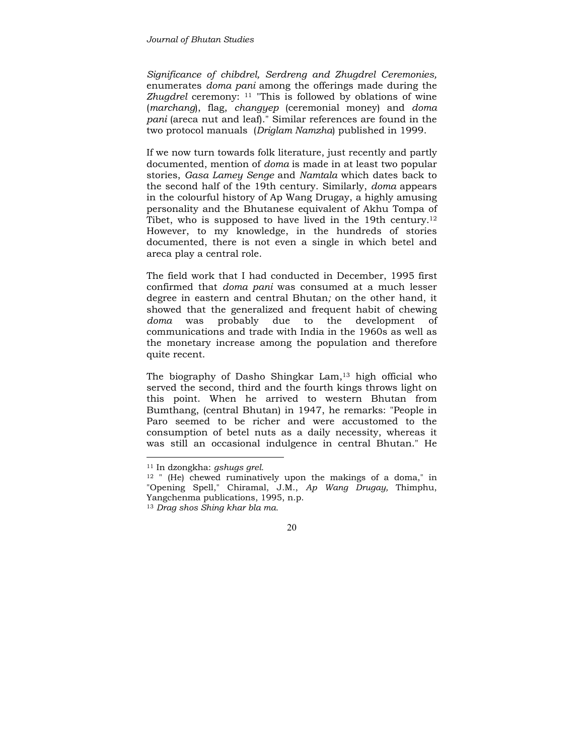*Significance of chibdrel, Serdreng and Zhugdrel Ceremonies,* enumerates *doma pani* among the offerings made during the *Zhugdrel* ceremony: [11] "This is followed by oblations of wine (*marchang*), flag, *changyep* (ceremonial money) and *doma pani* (areca nut and leaf)." Similar references are found in the two protocol manuals (*Driglam Namzha*) published in 1999.

If we now turn towards folk literature, just recently and partly documented, mention of *doma* is made in at least two popular stories, *Gasa Lamey Senge* and *Namtala* which dates back to the second half of the 19th century. Similarly, *doma* appears in the colourful history of Ap Wang Drugay, a highly amusing personality and the Bhutanese equivalent of Akhu Tompa of Tibet, who is supposed to have lived in the 19th century.[12] However, to my knowledge, in the hundreds of stories documented, there is not even a single in which betel and areca play a central role.

The field work that I had conducted in December, 1995 first confirmed that *doma pani* was consumed at a much lesser degree in eastern and central Bhutan*;* on the other hand, it showed that the generalized and frequent habit of chewing *doma* was probably due to the development of communications and trade with India in the 1960s as well as the monetary increase among the population and therefore quite recent.

The biography of Dasho Shingkar Lam,[13] high official who served the second, third and the fourth kings throws light on this point. When he arrived to western Bhutan from Bumthang, (central Bhutan) in 1947, he remarks: "People in Paro seemed to be richer and were accustomed to the consumption of betel nuts as a daily necessity, whereas it was still an occasional indulgence in central Bhutan." He

---

[11] In dzongkha: *gshugs grel*.

[12] " (He) chewed ruminatively upon the makings of a doma," in "Opening Spell," Chiramal, J.M., *Ap Wang Drugay,* Thimphu, Yangchenma publications, 1995, n.p.

[13] *Drag shos Shing khar bla ma.*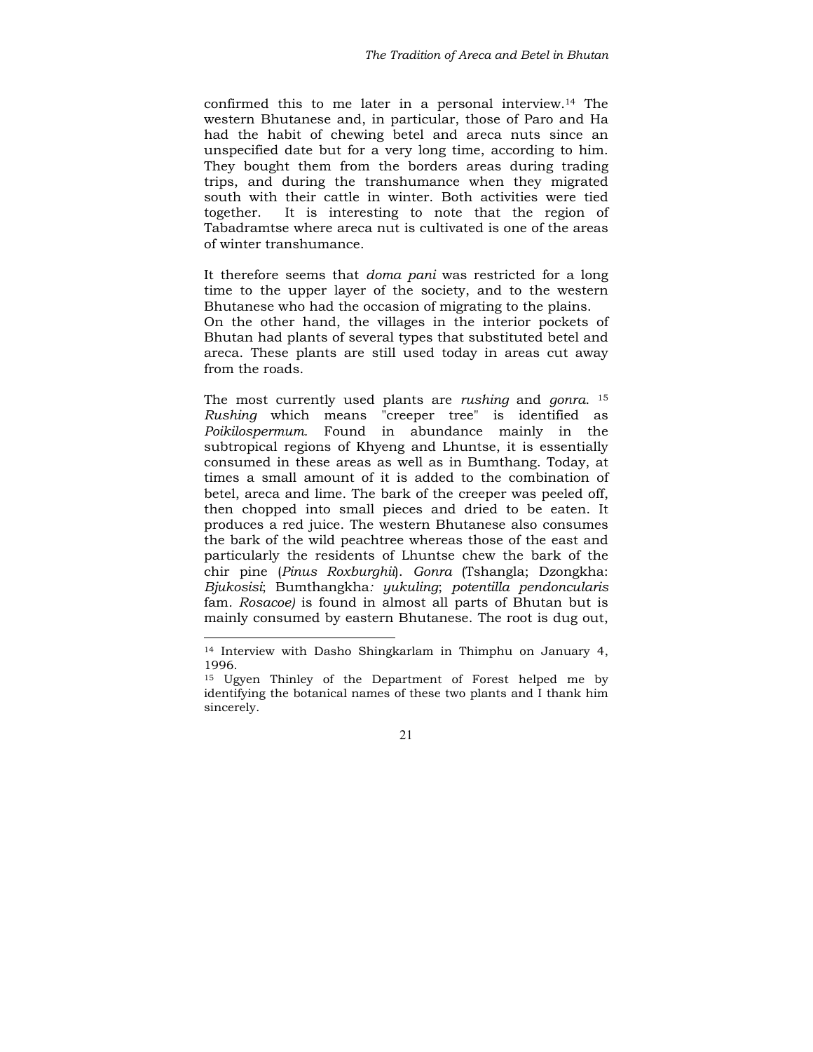confirmed this to me later in a personal interview.[14] The western Bhutanese and, in particular, those of Paro and Ha had the habit of chewing betel and areca nuts since an unspecified date but for a very long time, according to him. They bought them from the borders areas during trading trips, and during the transhumance when they migrated south with their cattle in winter. Both activities were tied together. It is interesting to note that the region of Tabadramtse where areca nut is cultivated is one of the areas of winter transhumance.

It therefore seems that *doma pani* was restricted for a long time to the upper layer of the society, and to the western Bhutanese who had the occasion of migrating to the plains.
On the other hand, the villages in the interior pockets of Bhutan had plants of several types that substituted betel and areca. These plants are still used today in areas cut away from the roads.

The most currently used plants are *rushing* and *gonra*. [15] *Rushing* which means "creeper tree" is identified as *Poikilospermum*. Found in abundance mainly in the subtropical regions of Khyeng and Lhuntse, it is essentially consumed in these areas as well as in Bumthang. Today, at times a small amount of it is added to the combination of betel, areca and lime. The bark of the creeper was peeled off, then chopped into small pieces and dried to be eaten. It produces a red juice. The western Bhutanese also consumes the bark of the wild peachtree whereas those of the east and particularly the residents of Lhuntse chew the bark of the chir pine (*Pinus Roxburghii*). *Gonra* (Tshangla; Dzongkha: *Bjukosisi*; Bumthangkha*: yukuling*; *potentilla pendoncularis* fam. *Rosacoe)* is found in almost all parts of Bhutan but is mainly consumed by eastern Bhutanese. The root is dug out,

---

[14] Interview with Dasho Shingkarlam in Thimphu on January 4, 1996.

[15] Ugyen Thinley of the Department of Forest helped me by identifying the botanical names of these two plants and I thank him sincerely.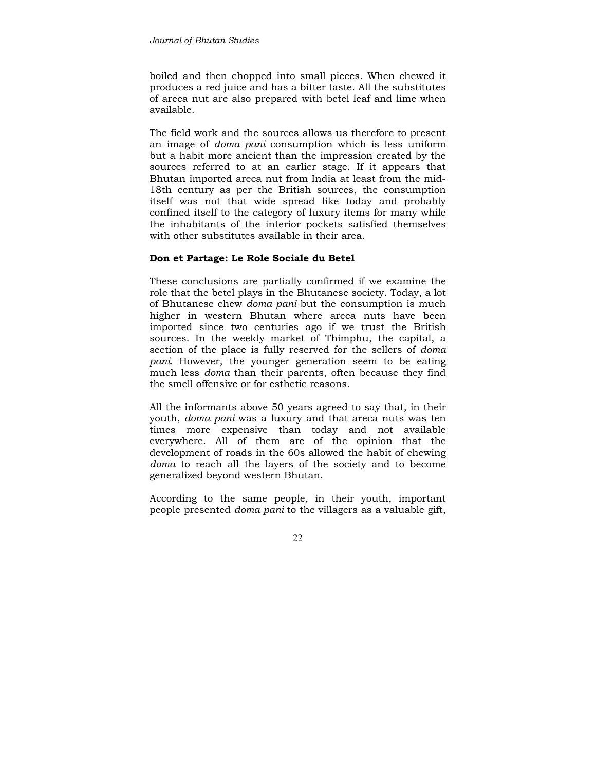boiled and then chopped into small pieces. When chewed it produces a red juice and has a bitter taste. All the substitutes of areca nut are also prepared with betel leaf and lime when available.

The field work and the sources allows us therefore to present an image of *doma pani* consumption which is less uniform but a habit more ancient than the impression created by the sources referred to at an earlier stage. If it appears that Bhutan imported areca nut from India at least from the mid-18th century as per the British sources, the consumption itself was not that wide spread like today and probably confined itself to the category of luxury items for many while the inhabitants of the interior pockets satisfied themselves with other substitutes available in their area.

**Don et Partage: Le Role Sociale du Betel**

These conclusions are partially confirmed if we examine the role that the betel plays in the Bhutanese society. Today, a lot of Bhutanese chew *doma pani* but the consumption is much higher in western Bhutan where areca nuts have been imported since two centuries ago if we trust the British sources. In the weekly market of Thimphu, the capital, a section of the place is fully reserved for the sellers of *doma pani.* However, the younger generation seem to be eating much less *doma* than their parents, often because they find the smell offensive or for esthetic reasons.

All the informants above 50 years agreed to say that, in their youth, *doma pani* was a luxury and that areca nuts was ten times more expensive than today and not available everywhere. All of them are of the opinion that the development of roads in the 60s allowed the habit of chewing *doma* to reach all the layers of the society and to become generalized beyond western Bhutan.

According to the same people, in their youth, important people presented *doma pani* to the villagers as a valuable gift,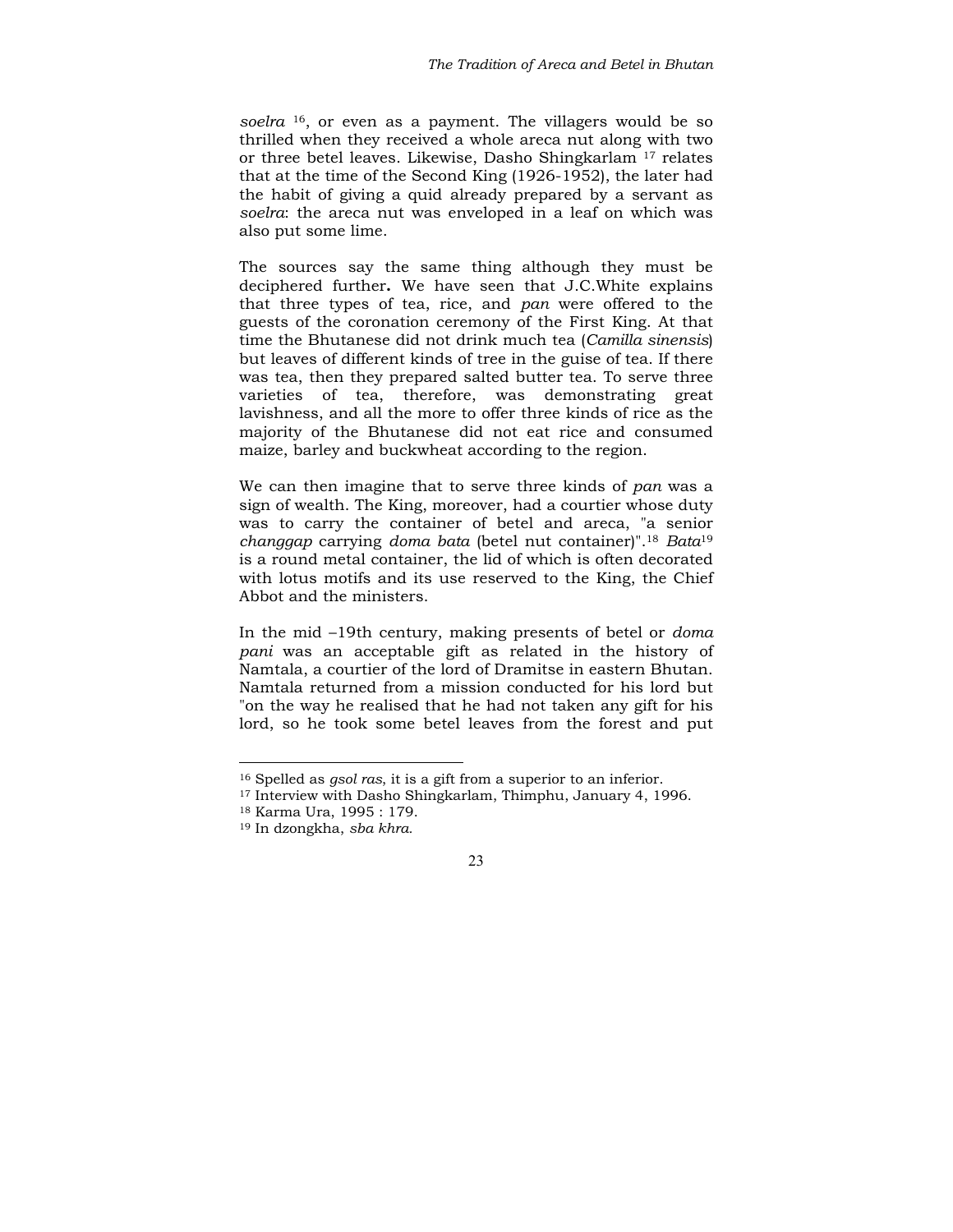*soelra* [16], or even as a payment. The villagers would be so thrilled when they received a whole areca nut along with two or three betel leaves. Likewise, Dasho Shingkarlam [17] relates that at the time of the Second King (1926-1952), the later had the habit of giving a quid already prepared by a servant as *soelra*: the areca nut was enveloped in a leaf on which was also put some lime.

The sources say the same thing although they must be deciphered further**.** We have seen that J.C.White explains that three types of tea, rice, and *pan* were offered to the guests of the coronation ceremony of the First King. At that time the Bhutanese did not drink much tea (*Camilla sinensis*) but leaves of different kinds of tree in the guise of tea. If there was tea, then they prepared salted butter tea. To serve three varieties of tea, therefore, was demonstrating great lavishness, and all the more to offer three kinds of rice as the majority of the Bhutanese did not eat rice and consumed maize, barley and buckwheat according to the region.

We can then imagine that to serve three kinds of *pan* was a sign of wealth. The King, moreover, had a courtier whose duty was to carry the container of betel and areca, "a senior *changgap* carrying *doma bata* (betel nut container)".[18] *Bata*[19] is a round metal container, the lid of which is often decorated with lotus motifs and its use reserved to the King, the Chief Abbot and the ministers.

In the mid –19th century, making presents of betel or *doma pani* was an acceptable gift as related in the history of Namtala, a courtier of the lord of Dramitse in eastern Bhutan. Namtala returned from a mission conducted for his lord but "on the way he realised that he had not taken any gift for his lord, so he took some betel leaves from the forest and put

---

[16] Spelled as *gsol ras*, it is a gift from a superior to an inferior.

[17] Interview with Dasho Shingkarlam, Thimphu, January 4, 1996.

[18] Karma Ura, 1995 : 179.

[19] In dzongkha, *sba khra*.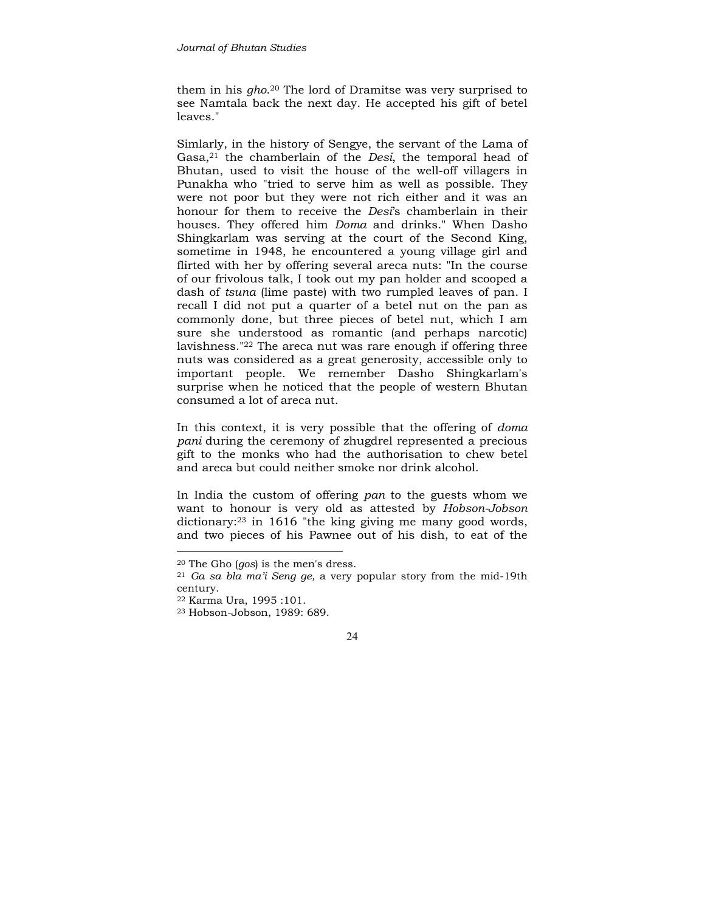them in his *gho*.[20] The lord of Dramitse was very surprised to see Namtala back the next day. He accepted his gift of betel leaves."

Simlarly, in the history of Sengye, the servant of the Lama of Gasa,[21] the chamberlain of the *Desi*, the temporal head of Bhutan, used to visit the house of the well-off villagers in Punakha who "tried to serve him as well as possible. They were not poor but they were not rich either and it was an honour for them to receive the *Desi*'s chamberlain in their houses. They offered him *Doma* and drinks." When Dasho Shingkarlam was serving at the court of the Second King, sometime in 1948, he encountered a young village girl and flirted with her by offering several areca nuts: "In the course of our frivolous talk, I took out my pan holder and scooped a dash of *tsuna* (lime paste) with two rumpled leaves of pan. I recall I did not put a quarter of a betel nut on the pan as commonly done, but three pieces of betel nut, which I am sure she understood as romantic (and perhaps narcotic) lavishness."[22] The areca nut was rare enough if offering three nuts was considered as a great generosity, accessible only to important people. We remember Dasho Shingkarlam's surprise when he noticed that the people of western Bhutan consumed a lot of areca nut.

In this context, it is very possible that the offering of *doma pani* during the ceremony of zhugdrel represented a precious gift to the monks who had the authorisation to chew betel and areca but could neither smoke nor drink alcohol.

In India the custom of offering *pan* to the guests whom we want to honour is very old as attested by *Hobson-Jobson* dictionary:[23] in 1616 "the king giving me many good words, and two pieces of his Pawnee out of his dish, to eat of the

---

[20] The Gho (*gos*) is the men's dress.

[21] *Ga sa bla ma'i Seng ge,* a very popular story from the mid-19th century.

[22] Karma Ura, 1995 :101.

[23] Hobson-Jobson, 1989: 689.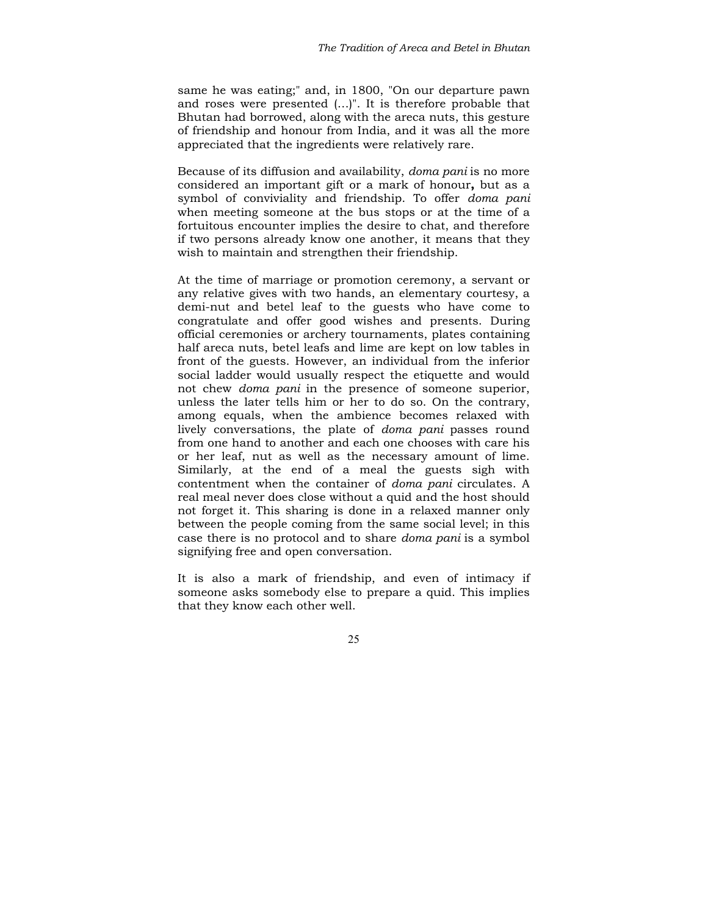same he was eating;" and, in 1800, "On our departure pawn and roses were presented (...)". It is therefore probable that Bhutan had borrowed, along with the areca nuts, this gesture of friendship and honour from India, and it was all the more appreciated that the ingredients were relatively rare.

Because of its diffusion and availability, *doma pani* is no more considered an important gift or a mark of honour**,** but as a symbol of conviviality and friendship. To offer *doma pani* when meeting someone at the bus stops or at the time of a fortuitous encounter implies the desire to chat, and therefore if two persons already know one another, it means that they wish to maintain and strengthen their friendship.

At the time of marriage or promotion ceremony, a servant or any relative gives with two hands, an elementary courtesy, a demi-nut and betel leaf to the guests who have come to congratulate and offer good wishes and presents. During official ceremonies or archery tournaments, plates containing half areca nuts, betel leafs and lime are kept on low tables in front of the guests. However, an individual from the inferior social ladder would usually respect the etiquette and would not chew *doma pani* in the presence of someone superior, unless the later tells him or her to do so. On the contrary, among equals, when the ambience becomes relaxed with lively conversations, the plate of *doma pani* passes round from one hand to another and each one chooses with care his or her leaf, nut as well as the necessary amount of lime. Similarly, at the end of a meal the guests sigh with contentment when the container of *doma pani* circulates. A real meal never does close without a quid and the host should not forget it. This sharing is done in a relaxed manner only between the people coming from the same social level; in this case there is no protocol and to share *doma pani* is a symbol signifying free and open conversation.

It is also a mark of friendship, and even of intimacy if someone asks somebody else to prepare a quid. This implies that they know each other well.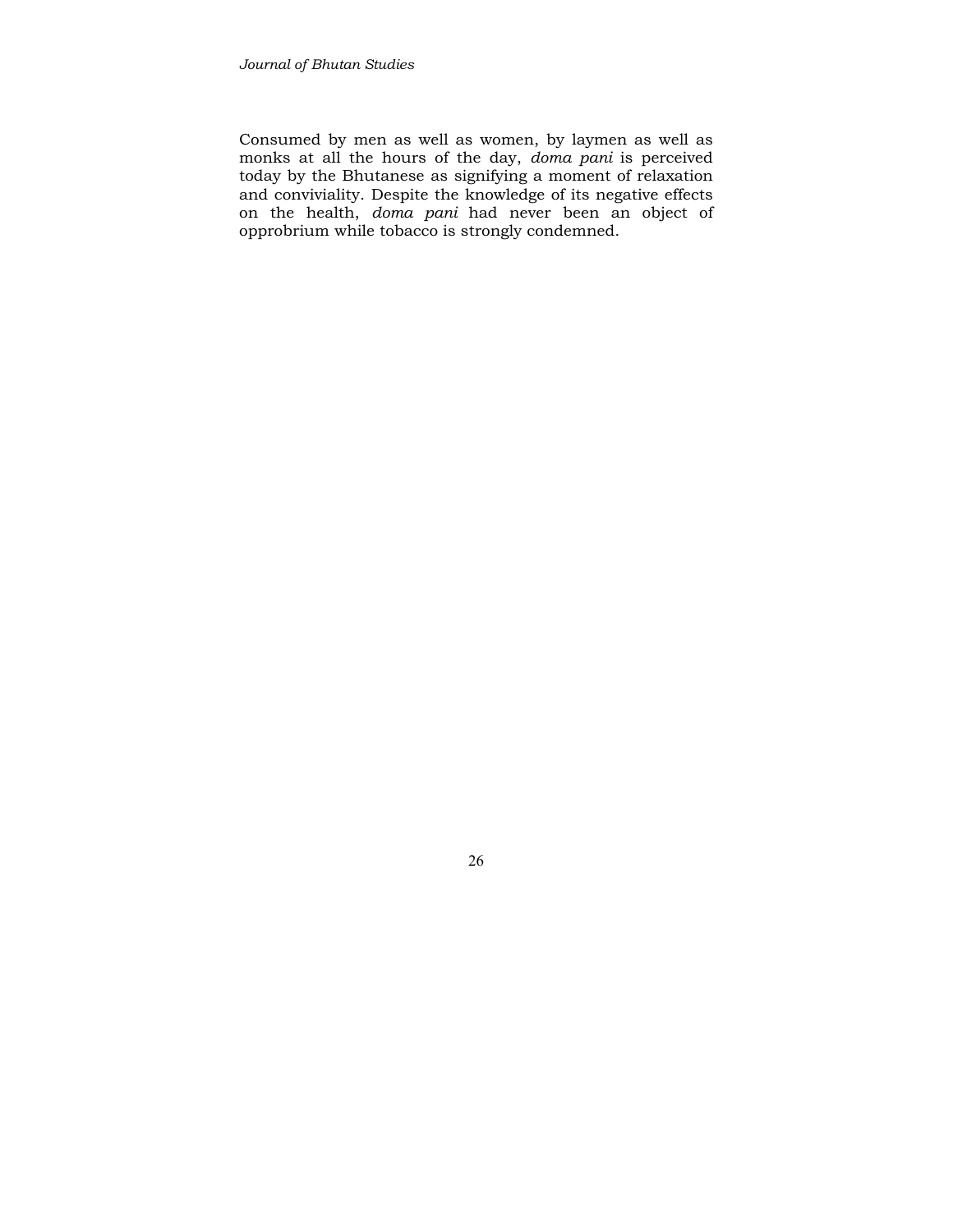Consumed by men as well as women, by laymen as well as monks at all the hours of the day, *doma pani* is perceived today by the Bhutanese as signifying a moment of relaxation and conviviality. Despite the knowledge of its negative effects on the health, *doma pani* had never been an object of opprobrium while tobacco is strongly condemned.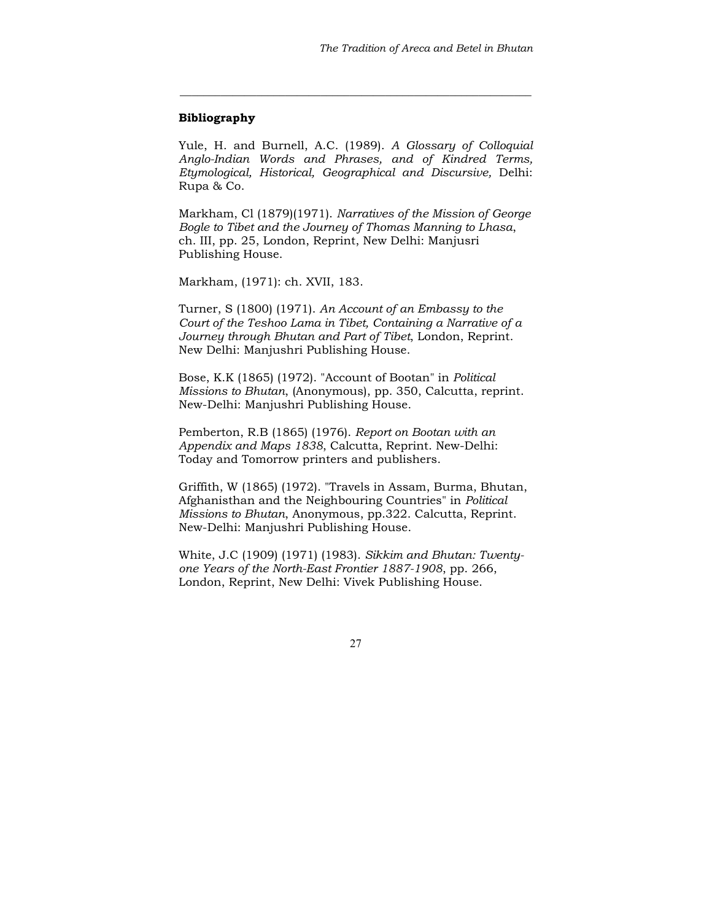## Bibliography

Yule, H. and Burnell, A.C. (1989). *A Glossary of Colloquial Anglo-Indian Words and Phrases, and of Kindred Terms, Etymological, Historical, Geographical and Discursive,* Delhi: Rupa & Co.

Markham, Cl (1879)(1971). *Narratives of the Mission of George Bogle to Tibet and the Journey of Thomas Manning to Lhasa*, ch. III, pp. 25, London, Reprint, New Delhi: Manjusri Publishing House.

Markham, (1971): ch. XVII, 183.

Turner, S (1800) (1971). *An Account of an Embassy to the Court of the Teshoo Lama in Tibet, Containing a Narrative of a Journey through Bhutan and Part of Tibet*, London, Reprint. New Delhi: Manjushri Publishing House.

Bose, K.K (1865) (1972). "Account of Bootan" in *Political Missions to Bhutan*, (Anonymous), pp. 350, Calcutta, reprint. New-Delhi: Manjushri Publishing House.

Pemberton, R.B (1865) (1976). *Report on Bootan with an Appendix and Maps 1838*, Calcutta, Reprint. New-Delhi: Today and Tomorrow printers and publishers.

Griffith, W (1865) (1972). "Travels in Assam, Burma, Bhutan, Afghanisthan and the Neighbouring Countries" in *Political Missions to Bhutan*, Anonymous, pp.322. Calcutta, Reprint. New-Delhi: Manjushri Publishing House.

White, J.C (1909) (1971) (1983). *Sikkim and Bhutan: Twenty-one Years of the North-East Frontier 1887-1908*, pp. 266, London, Reprint, New Delhi: Vivek Publishing House.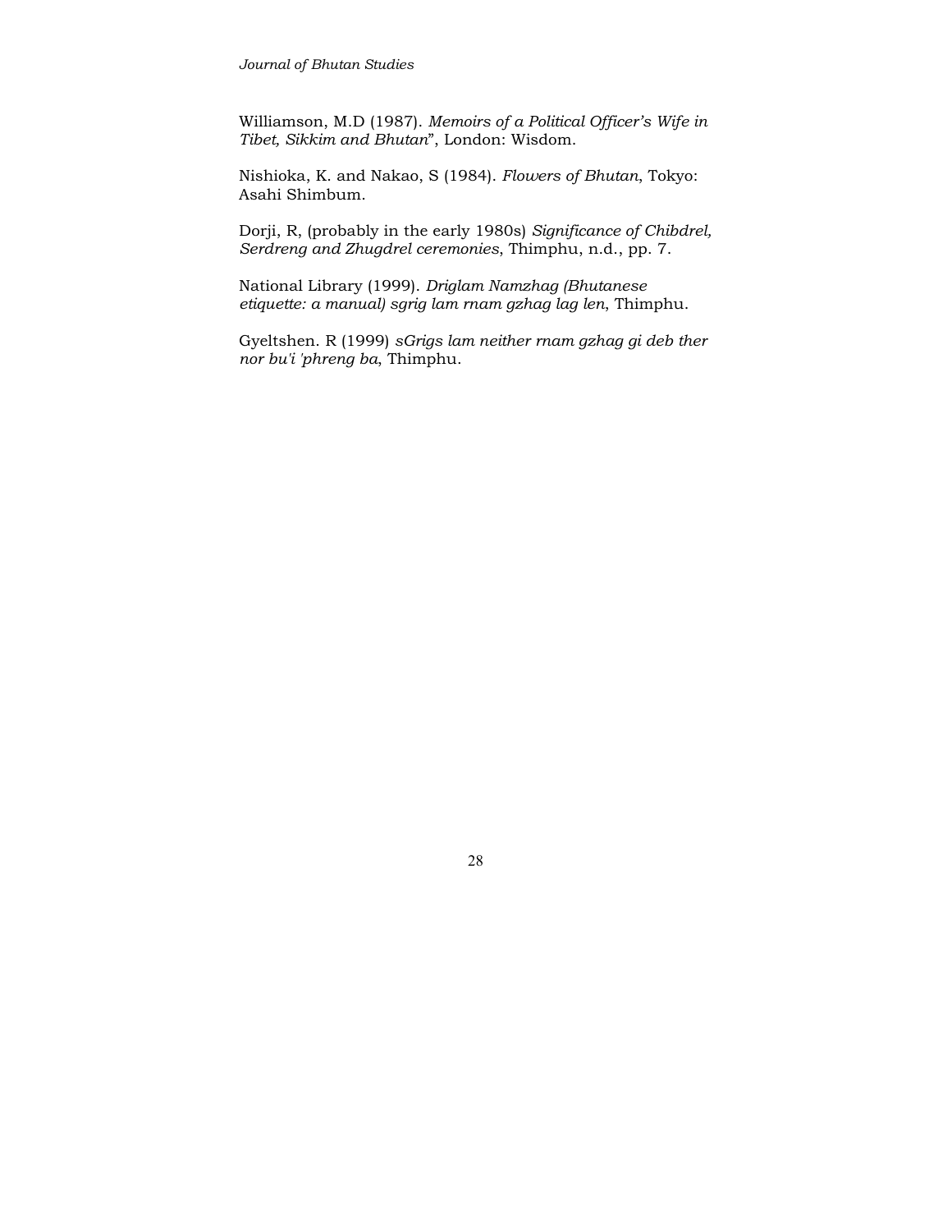Williamson, M.D (1987). *Memoirs of a Political Officer's Wife in Tibet, Sikkim and Bhutan*", London: Wisdom.

Nishioka, K. and Nakao, S (1984). *Flowers of Bhutan*, Tokyo: Asahi Shimbum.

Dorji, R, (probably in the early 1980s) *Significance of Chibdrel, Serdreng and Zhugdrel ceremonies*, Thimphu, n.d., pp. 7.

National Library (1999). *Driglam Namzhag (Bhutanese etiquette: a manual) sgrig lam rnam gzhag lag len*, Thimphu.

Gyeltshen. R (1999) *sGrigs lam neither rnam gzhag gi deb ther nor bu'i 'phreng ba*, Thimphu.